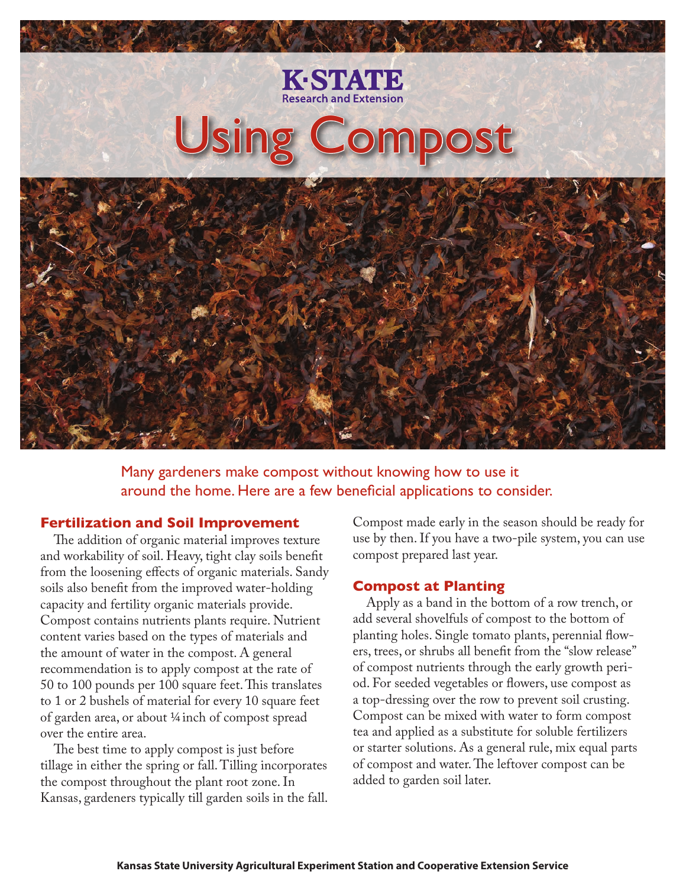K·STATE
Research and Extension

# Using Compost

Many gardeners make compost without knowing how to use it around the home. Here are a few beneficial applications to consider.

## Fertilization and Soil Improvement

The addition of organic material improves texture and workability of soil. Heavy, tight clay soils benefit from the loosening effects of organic materials. Sandy soils also benefit from the improved water-holding capacity and fertility organic materials provide. Compost contains nutrients plants require. Nutrient content varies based on the types of materials and the amount of water in the compost. A general recommendation is to apply compost at the rate of 50 to 100 pounds per 100 square feet. This translates to 1 or 2 bushels of material for every 10 square feet of garden area, or about ¼ inch of compost spread over the entire area.

The best time to apply compost is just before tillage in either the spring or fall. Tilling incorporates the compost throughout the plant root zone. In Kansas, gardeners typically till garden soils in the fall. Compost made early in the season should be ready for use by then. If you have a two-pile system, you can use compost prepared last year.

## Compost at Planting

Apply as a band in the bottom of a row trench, or add several shovelfuls of compost to the bottom of planting holes. Single tomato plants, perennial flowers, trees, or shrubs all benefit from the "slow release" of compost nutrients through the early growth period. For seeded vegetables or flowers, use compost as a top-dressing over the row to prevent soil crusting. Compost can be mixed with water to form compost tea and applied as a substitute for soluble fertilizers or starter solutions. As a general rule, mix equal parts of compost and water. The leftover compost can be added to garden soil later.

**Kansas State University Agricultural Experiment Station and Cooperative Extension Service**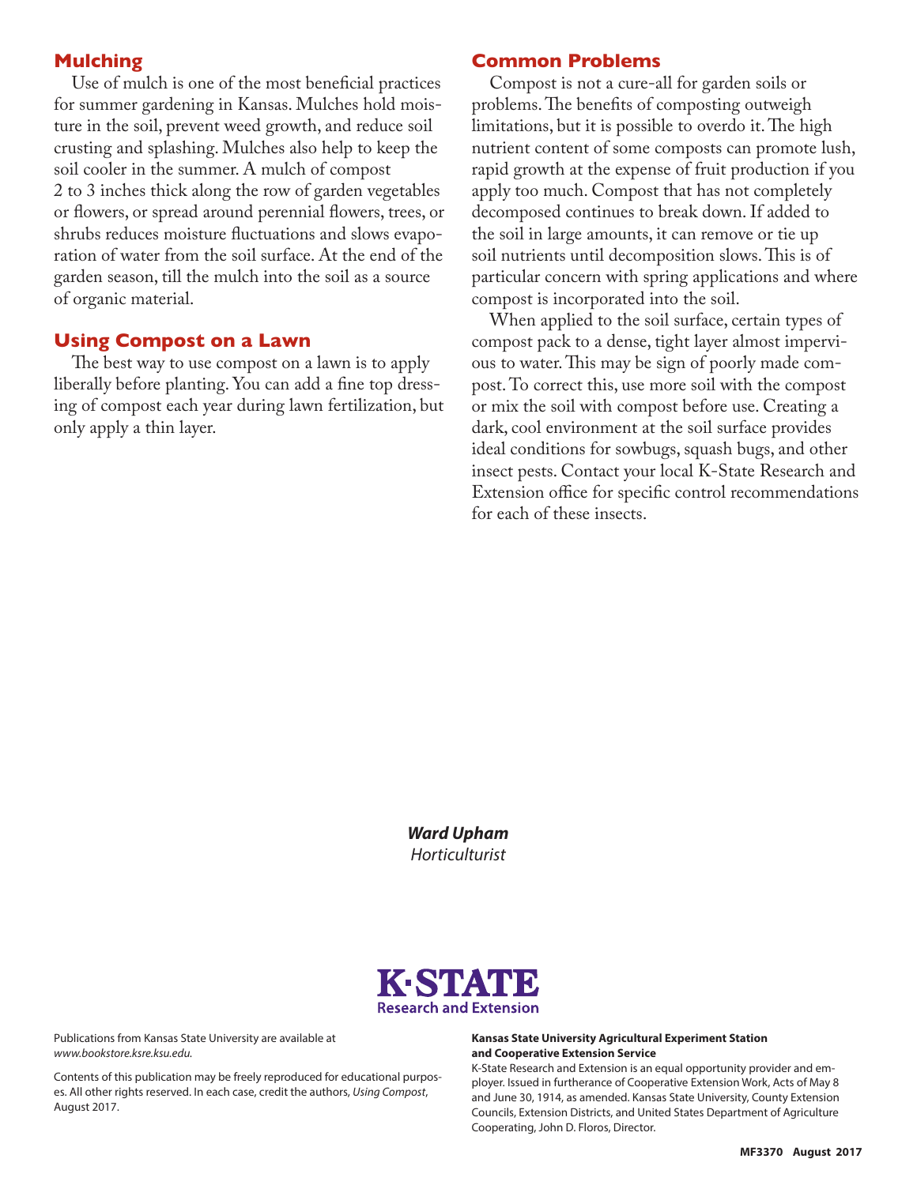## Mulching

Use of mulch is one of the most beneficial practices for summer gardening in Kansas. Mulches hold moisture in the soil, prevent weed growth, and reduce soil crusting and splashing. Mulches also help to keep the soil cooler in the summer. A mulch of compost 2 to 3 inches thick along the row of garden vegetables or flowers, or spread around perennial flowers, trees, or shrubs reduces moisture fluctuations and slows evaporation of water from the soil surface. At the end of the garden season, till the mulch into the soil as a source of organic material.

## Using Compost on a Lawn

The best way to use compost on a lawn is to apply liberally before planting. You can add a fine top dressing of compost each year during lawn fertilization, but only apply a thin layer.

## Common Problems

Compost is not a cure-all for garden soils or problems. The benefits of composting outweigh limitations, but it is possible to overdo it. The high nutrient content of some composts can promote lush, rapid growth at the expense of fruit production if you apply too much. Compost that has not completely decomposed continues to break down. If added to the soil in large amounts, it can remove or tie up soil nutrients until decomposition slows. This is of particular concern with spring applications and where compost is incorporated into the soil.

When applied to the soil surface, certain types of compost pack to a dense, tight layer almost impervious to water. This may be sign of poorly made compost. To correct this, use more soil with the compost or mix the soil with compost before use. Creating a dark, cool environment at the soil surface provides ideal conditions for sowbugs, squash bugs, and other insect pests. Contact your local K-State Research and Extension office for specific control recommendations for each of these insects.

***Ward Upham***
*Horticulturist*

K·STATE
Research and Extension

Publications from Kansas State University are available at *www.bookstore.ksre.ksu.edu.*

Contents of this publication may be freely reproduced for educational purposes. All other rights reserved. In each case, credit the authors, *Using Compost*, August 2017.

**Kansas State University Agricultural Experiment Station and Cooperative Extension Service**

K-State Research and Extension is an equal opportunity provider and employer. Issued in furtherance of Cooperative Extension Work, Acts of May 8 and June 30, 1914, as amended. Kansas State University, County Extension Councils, Extension Districts, and United States Department of Agriculture Cooperating, John D. Floros, Director.

**MF3370 August 2017**